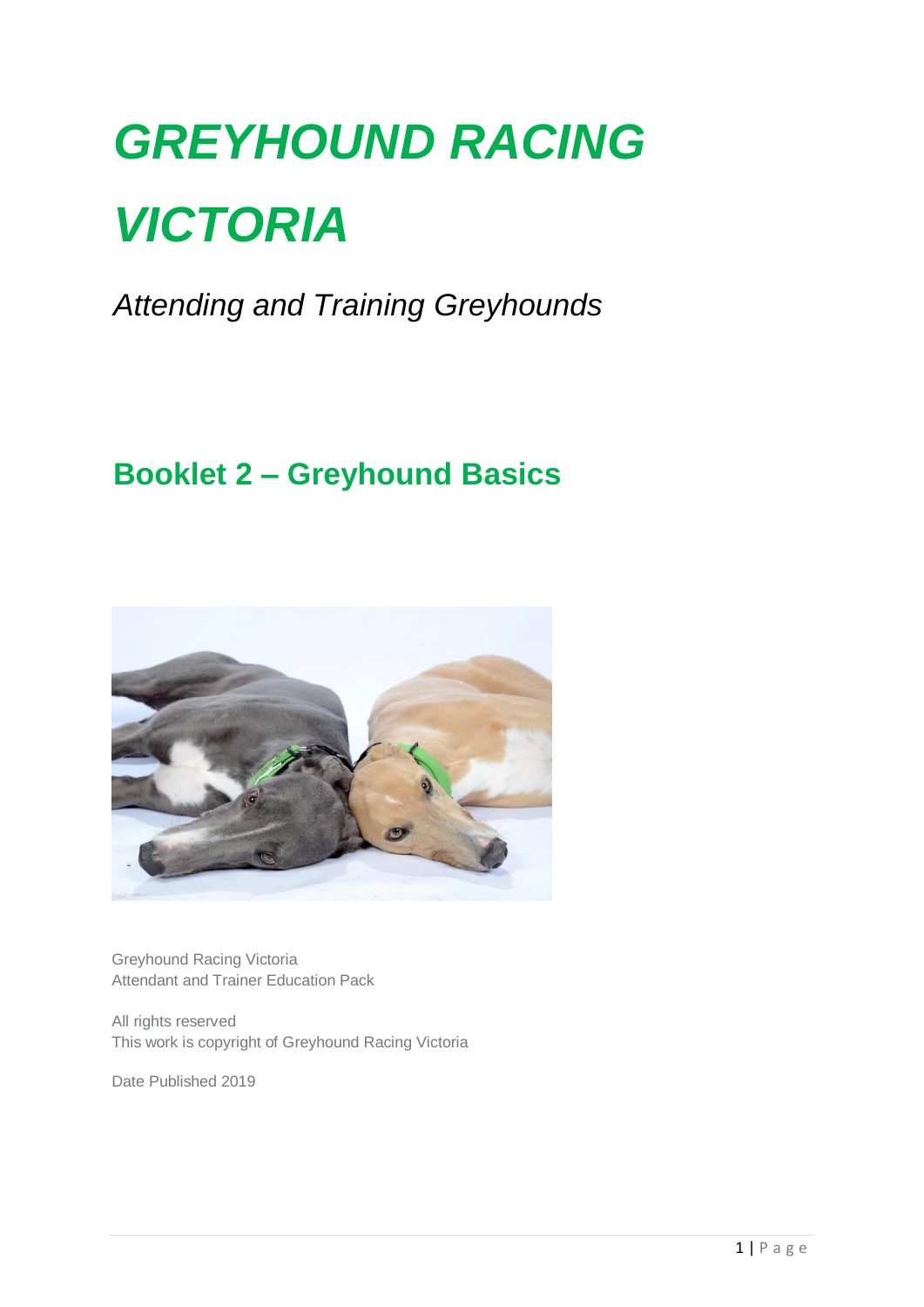# *GREYHOUND RACING VICTORIA*

*Attending and Training Greyhounds*

## Booklet 2 – Greyhound Basics

Greyhound Racing Victoria
Attendant and Trainer Education Pack

All rights reserved
This work is copyright of Greyhound Racing Victoria

Date Published 2019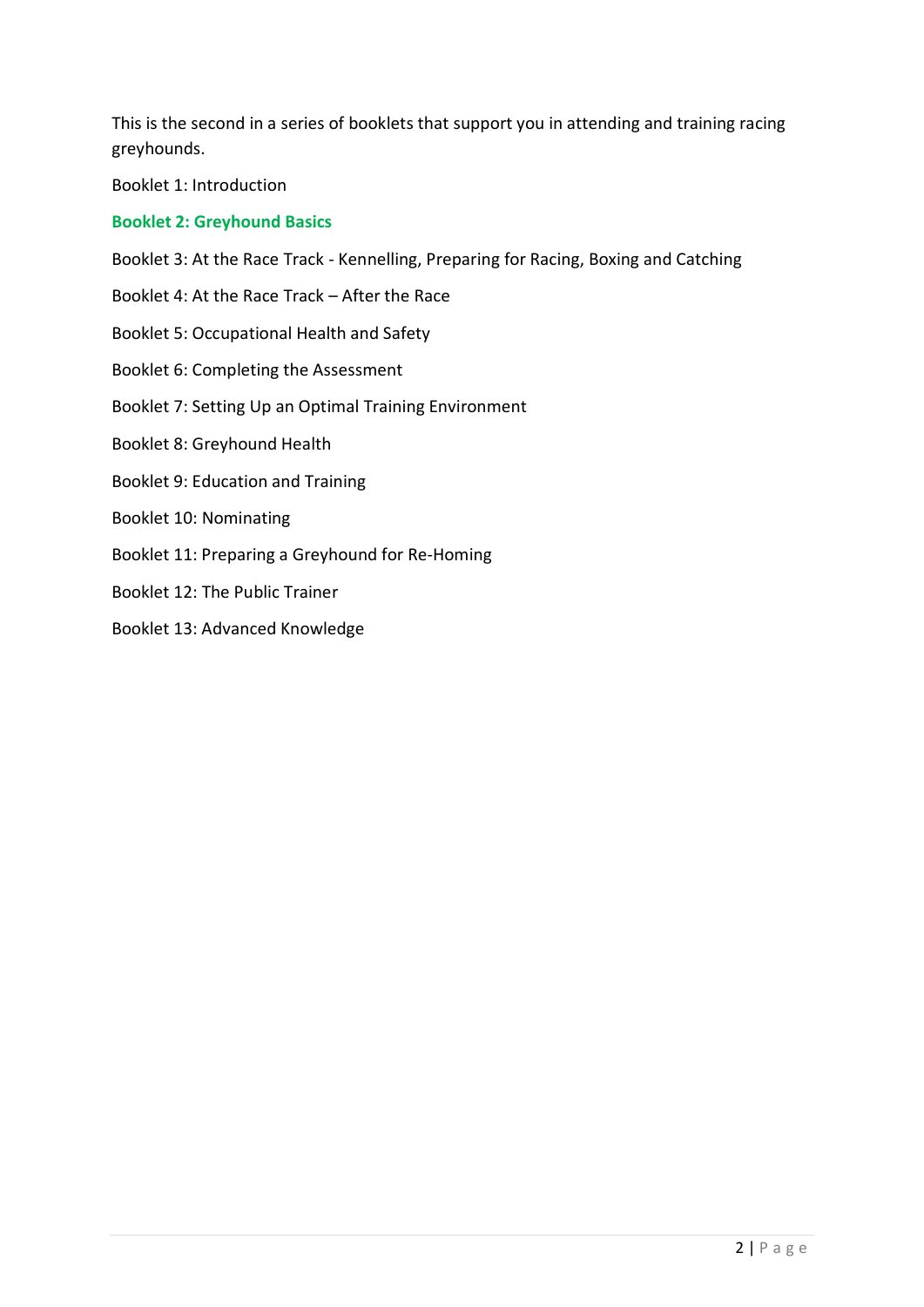This is the second in a series of booklets that support you in attending and training racing greyhounds.

Booklet 1: Introduction

**Booklet 2: Greyhound Basics**

Booklet 3: At the Race Track - Kennelling, Preparing for Racing, Boxing and Catching

Booklet 4: At the Race Track – After the Race

Booklet 5: Occupational Health and Safety

Booklet 6: Completing the Assessment

Booklet 7: Setting Up an Optimal Training Environment

Booklet 8: Greyhound Health

Booklet 9: Education and Training

Booklet 10: Nominating

Booklet 11: Preparing a Greyhound for Re-Homing

Booklet 12: The Public Trainer

Booklet 13: Advanced Knowledge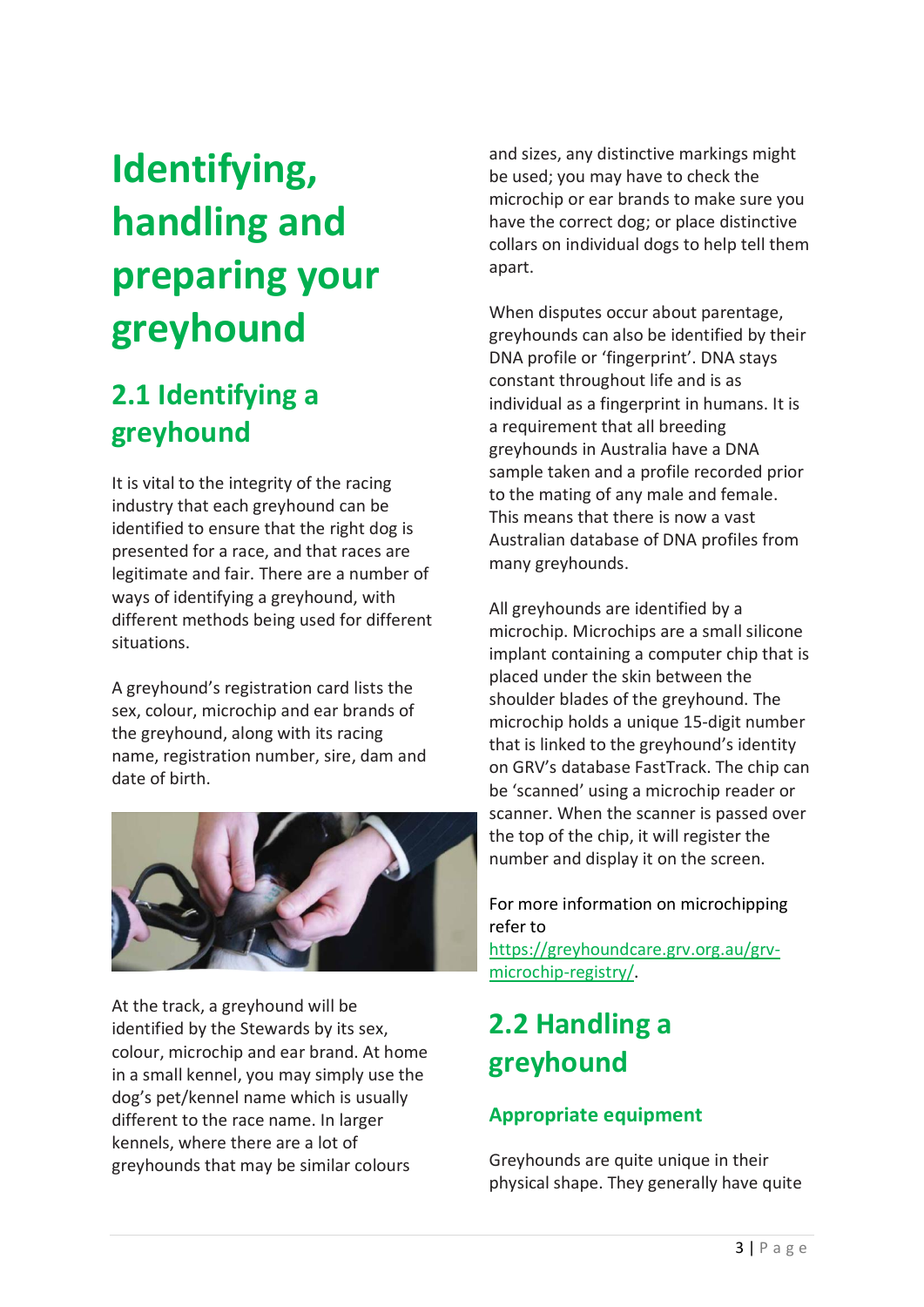# Identifying, handling and preparing your greyhound

## 2.1 Identifying a greyhound

It is vital to the integrity of the racing industry that each greyhound can be identified to ensure that the right dog is presented for a race, and that races are legitimate and fair. There are a number of ways of identifying a greyhound, with different methods being used for different situations.

A greyhound's registration card lists the sex, colour, microchip and ear brands of the greyhound, along with its racing name, registration number, sire, dam and date of birth.

At the track, a greyhound will be identified by the Stewards by its sex, colour, microchip and ear brand. At home in a small kennel, you may simply use the dog's pet/kennel name which is usually different to the race name. In larger kennels, where there are a lot of greyhounds that may be similar colours and sizes, any distinctive markings might be used; you may have to check the microchip or ear brands to make sure you have the correct dog; or place distinctive collars on individual dogs to help tell them apart.

When disputes occur about parentage, greyhounds can also be identified by their DNA profile or 'fingerprint'. DNA stays constant throughout life and is as individual as a fingerprint in humans. It is a requirement that all breeding greyhounds in Australia have a DNA sample taken and a profile recorded prior to the mating of any male and female. This means that there is now a vast Australian database of DNA profiles from many greyhounds.

All greyhounds are identified by a microchip. Microchips are a small silicone implant containing a computer chip that is placed under the skin between the shoulder blades of the greyhound. The microchip holds a unique 15-digit number that is linked to the greyhound's identity on GRV's database FastTrack. The chip can be 'scanned' using a microchip reader or scanner. When the scanner is passed over the top of the chip, it will register the number and display it on the screen.

For more information on microchipping refer to https://greyhoundcare.grv.org.au/grv-microchip-registry/.

## 2.2 Handling a greyhound

### Appropriate equipment

Greyhounds are quite unique in their physical shape. They generally have quite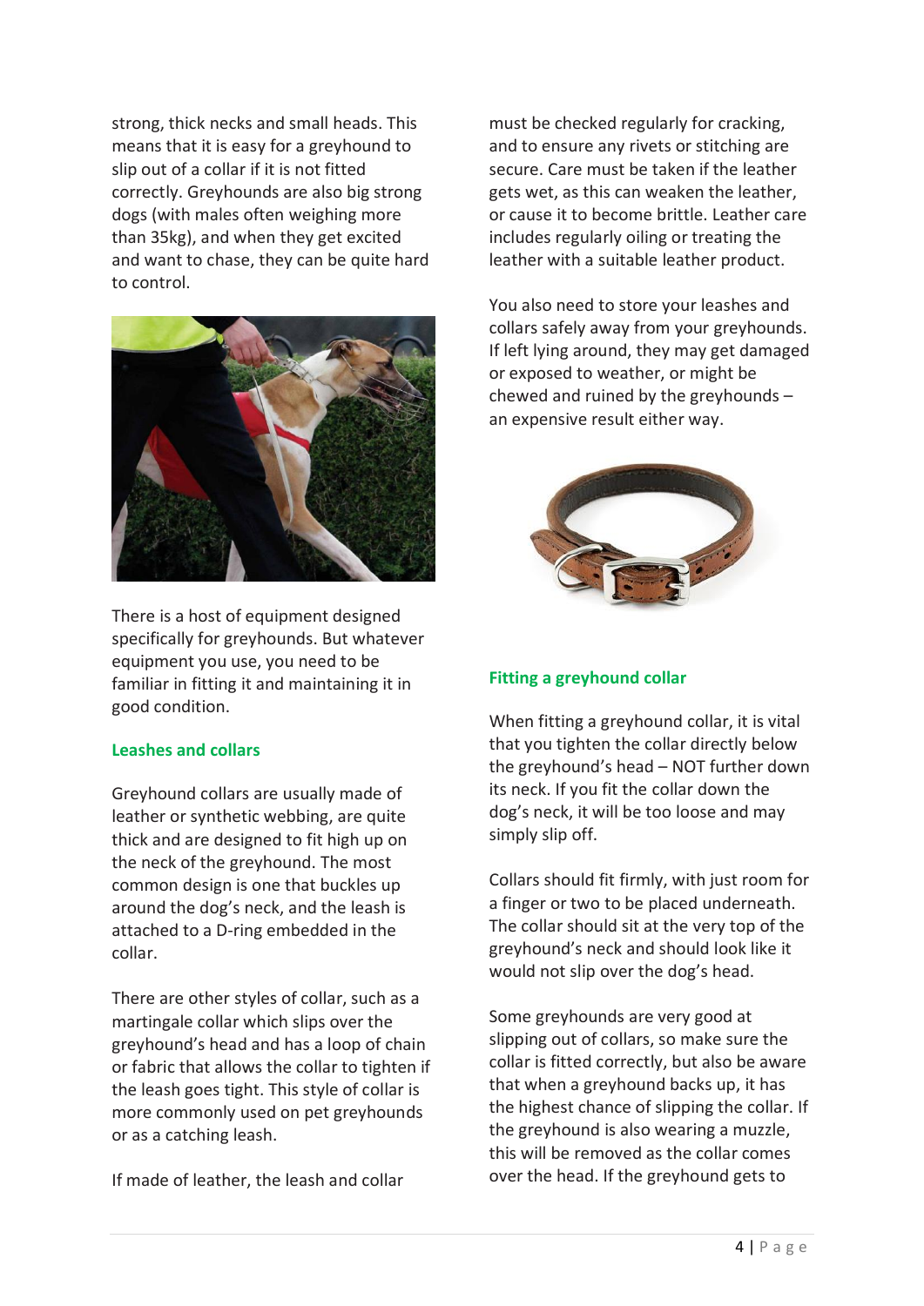strong, thick necks and small heads. This means that it is easy for a greyhound to slip out of a collar if it is not fitted correctly. Greyhounds are also big strong dogs (with males often weighing more than 35kg), and when they get excited and want to chase, they can be quite hard to control.

There is a host of equipment designed specifically for greyhounds. But whatever equipment you use, you need to be familiar in fitting it and maintaining it in good condition.

### Leashes and collars

Greyhound collars are usually made of leather or synthetic webbing, are quite thick and are designed to fit high up on the neck of the greyhound. The most common design is one that buckles up around the dog's neck, and the leash is attached to a D-ring embedded in the collar.

There are other styles of collar, such as a martingale collar which slips over the greyhound's head and has a loop of chain or fabric that allows the collar to tighten if the leash goes tight. This style of collar is more commonly used on pet greyhounds or as a catching leash.

If made of leather, the leash and collar must be checked regularly for cracking, and to ensure any rivets or stitching are secure. Care must be taken if the leather gets wet, as this can weaken the leather, or cause it to become brittle. Leather care includes regularly oiling or treating the leather with a suitable leather product.

You also need to store your leashes and collars safely away from your greyhounds. If left lying around, they may get damaged or exposed to weather, or might be chewed and ruined by the greyhounds – an expensive result either way.

### Fitting a greyhound collar

When fitting a greyhound collar, it is vital that you tighten the collar directly below the greyhound's head – NOT further down its neck. If you fit the collar down the dog's neck, it will be too loose and may simply slip off.

Collars should fit firmly, with just room for a finger or two to be placed underneath. The collar should sit at the very top of the greyhound's neck and should look like it would not slip over the dog's head.

Some greyhounds are very good at slipping out of collars, so make sure the collar is fitted correctly, but also be aware that when a greyhound backs up, it has the highest chance of slipping the collar. If the greyhound is also wearing a muzzle, this will be removed as the collar comes over the head. If the greyhound gets to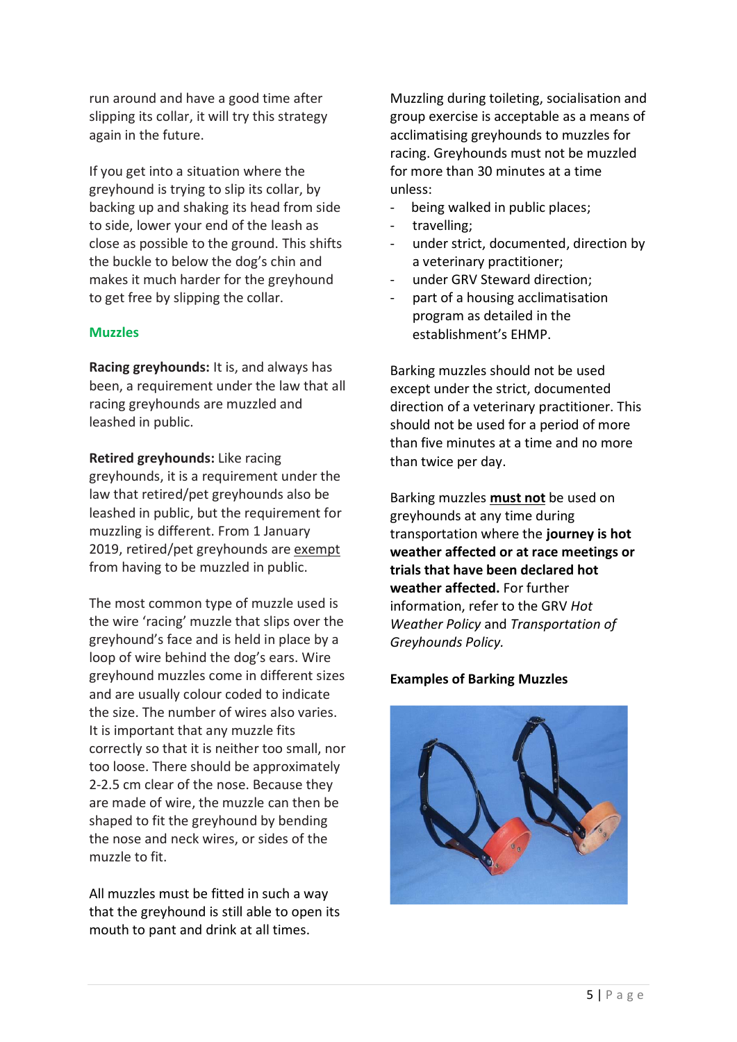run around and have a good time after slipping its collar, it will try this strategy again in the future.

If you get into a situation where the greyhound is trying to slip its collar, by backing up and shaking its head from side to side, lower your end of the leash as close as possible to the ground. This shifts the buckle to below the dog's chin and makes it much harder for the greyhound to get free by slipping the collar.

## Muzzles

**Racing greyhounds:** It is, and always has been, a requirement under the law that all racing greyhounds are muzzled and leashed in public.

**Retired greyhounds:** Like racing greyhounds, it is a requirement under the law that retired/pet greyhounds also be leashed in public, but the requirement for muzzling is different. From 1 January 2019, retired/pet greyhounds are exempt from having to be muzzled in public.

The most common type of muzzle used is the wire 'racing' muzzle that slips over the greyhound's face and is held in place by a loop of wire behind the dog's ears. Wire greyhound muzzles come in different sizes and are usually colour coded to indicate the size. The number of wires also varies. It is important that any muzzle fits correctly so that it is neither too small, nor too loose. There should be approximately 2-2.5 cm clear of the nose. Because they are made of wire, the muzzle can then be shaped to fit the greyhound by bending the nose and neck wires, or sides of the muzzle to fit.

All muzzles must be fitted in such a way that the greyhound is still able to open its mouth to pant and drink at all times.

Muzzling during toileting, socialisation and group exercise is acceptable as a means of acclimatising greyhounds to muzzles for racing. Greyhounds must not be muzzled for more than 30 minutes at a time unless:

- being walked in public places;
- travelling;
- under strict, documented, direction by a veterinary practitioner;
- under GRV Steward direction;
- part of a housing acclimatisation program as detailed in the establishment's EHMP.

Barking muzzles should not be used except under the strict, documented direction of a veterinary practitioner. This should not be used for a period of more than five minutes at a time and no more than twice per day.

Barking muzzles **must not** be used on greyhounds at any time during transportation where the **journey is hot weather affected or at race meetings or trials that have been declared hot weather affected.** For further information, refer to the GRV *Hot Weather Policy* and *Transportation of Greyhounds Policy.*

**Examples of Barking Muzzles**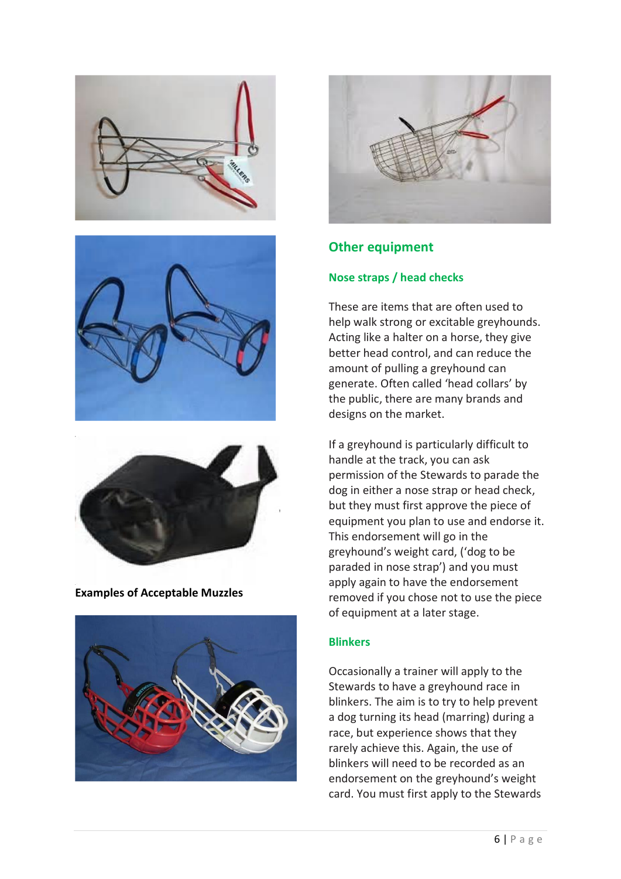**Examples of Acceptable Muzzles**

## Other equipment

### Nose straps / head checks

These are items that are often used to help walk strong or excitable greyhounds. Acting like a halter on a horse, they give better head control, and can reduce the amount of pulling a greyhound can generate. Often called 'head collars' by the public, there are many brands and designs on the market.

If a greyhound is particularly difficult to handle at the track, you can ask permission of the Stewards to parade the dog in either a nose strap or head check, but they must first approve the piece of equipment you plan to use and endorse it. This endorsement will go in the greyhound's weight card, ('dog to be paraded in nose strap') and you must apply again to have the endorsement removed if you chose not to use the piece of equipment at a later stage.

### Blinkers

Occasionally a trainer will apply to the Stewards to have a greyhound race in blinkers. The aim is to try to help prevent a dog turning its head (marring) during a race, but experience shows that they rarely achieve this. Again, the use of blinkers will need to be recorded as an endorsement on the greyhound's weight card. You must first apply to the Stewards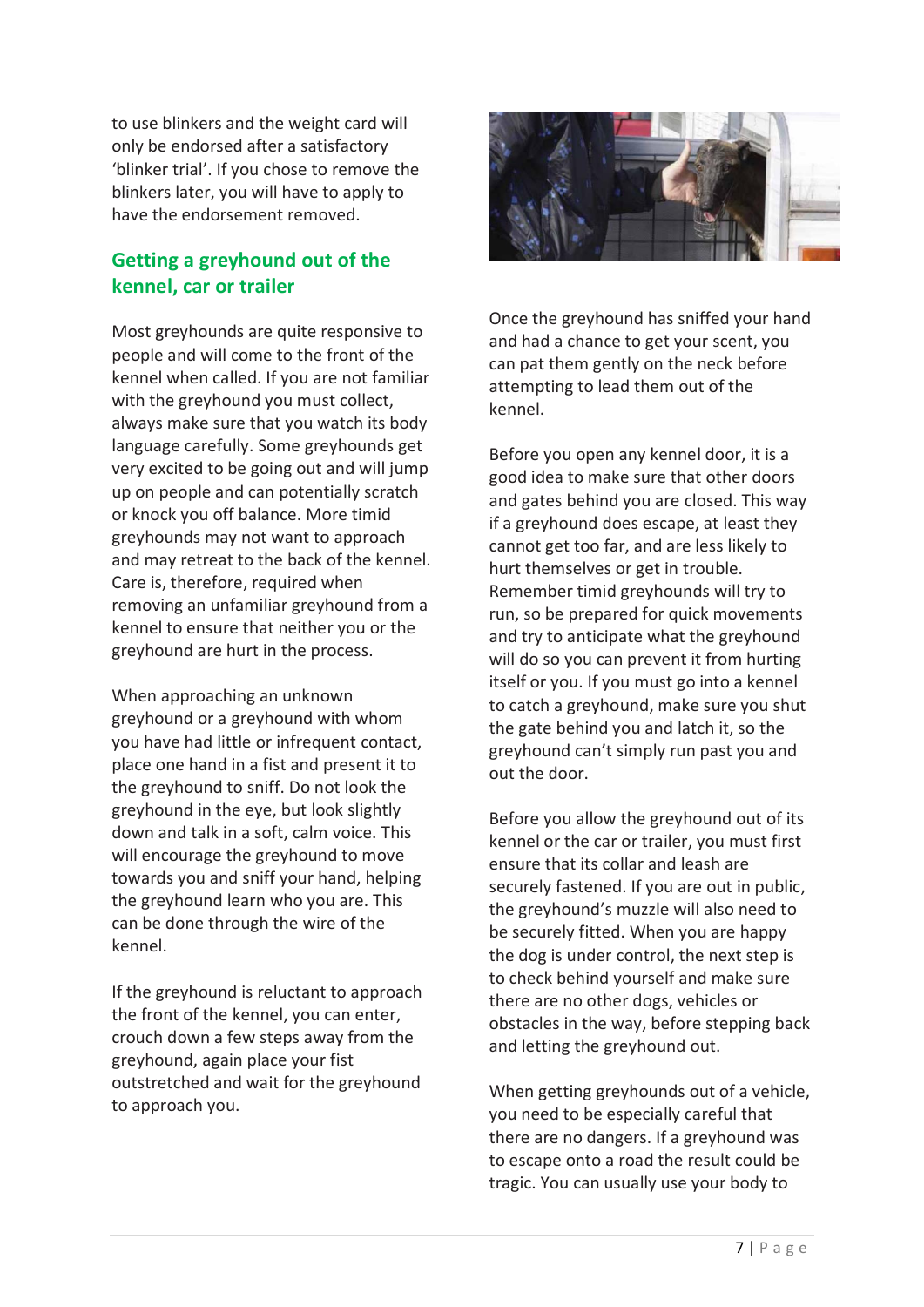to use blinkers and the weight card will only be endorsed after a satisfactory 'blinker trial'. If you chose to remove the blinkers later, you will have to apply to have the endorsement removed.

## Getting a greyhound out of the kennel, car or trailer

Most greyhounds are quite responsive to people and will come to the front of the kennel when called. If you are not familiar with the greyhound you must collect, always make sure that you watch its body language carefully. Some greyhounds get very excited to be going out and will jump up on people and can potentially scratch or knock you off balance. More timid greyhounds may not want to approach and may retreat to the back of the kennel. Care is, therefore, required when removing an unfamiliar greyhound from a kennel to ensure that neither you or the greyhound are hurt in the process.

When approaching an unknown greyhound or a greyhound with whom you have had little or infrequent contact, place one hand in a fist and present it to the greyhound to sniff. Do not look the greyhound in the eye, but look slightly down and talk in a soft, calm voice. This will encourage the greyhound to move towards you and sniff your hand, helping the greyhound learn who you are. This can be done through the wire of the kennel.

If the greyhound is reluctant to approach the front of the kennel, you can enter, crouch down a few steps away from the greyhound, again place your fist outstretched and wait for the greyhound to approach you.

Once the greyhound has sniffed your hand and had a chance to get your scent, you can pat them gently on the neck before attempting to lead them out of the kennel.

Before you open any kennel door, it is a good idea to make sure that other doors and gates behind you are closed. This way if a greyhound does escape, at least they cannot get too far, and are less likely to hurt themselves or get in trouble. Remember timid greyhounds will try to run, so be prepared for quick movements and try to anticipate what the greyhound will do so you can prevent it from hurting itself or you. If you must go into a kennel to catch a greyhound, make sure you shut the gate behind you and latch it, so the greyhound can't simply run past you and out the door.

Before you allow the greyhound out of its kennel or the car or trailer, you must first ensure that its collar and leash are securely fastened. If you are out in public, the greyhound's muzzle will also need to be securely fitted. When you are happy the dog is under control, the next step is to check behind yourself and make sure there are no other dogs, vehicles or obstacles in the way, before stepping back and letting the greyhound out.

When getting greyhounds out of a vehicle, you need to be especially careful that there are no dangers. If a greyhound was to escape onto a road the result could be tragic. You can usually use your body to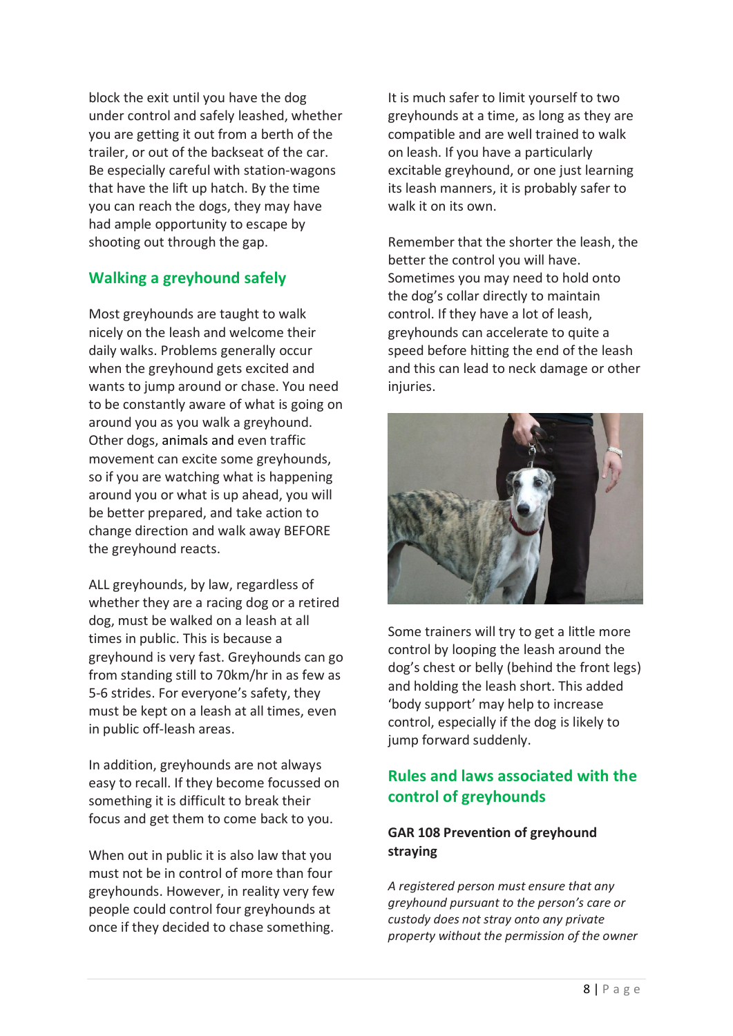block the exit until you have the dog under control and safely leashed, whether you are getting it out from a berth of the trailer, or out of the backseat of the car. Be especially careful with station-wagons that have the lift up hatch. By the time you can reach the dogs, they may have had ample opportunity to escape by shooting out through the gap.

## Walking a greyhound safely

Most greyhounds are taught to walk nicely on the leash and welcome their daily walks. Problems generally occur when the greyhound gets excited and wants to jump around or chase. You need to be constantly aware of what is going on around you as you walk a greyhound. Other dogs, animals and even traffic movement can excite some greyhounds, so if you are watching what is happening around you or what is up ahead, you will be better prepared, and take action to change direction and walk away BEFORE the greyhound reacts.

ALL greyhounds, by law, regardless of whether they are a racing dog or a retired dog, must be walked on a leash at all times in public. This is because a greyhound is very fast. Greyhounds can go from standing still to 70km/hr in as few as 5-6 strides. For everyone's safety, they must be kept on a leash at all times, even in public off-leash areas.

In addition, greyhounds are not always easy to recall. If they become focussed on something it is difficult to break their focus and get them to come back to you.

When out in public it is also law that you must not be in control of more than four greyhounds. However, in reality very few people could control four greyhounds at once if they decided to chase something.

It is much safer to limit yourself to two greyhounds at a time, as long as they are compatible and are well trained to walk on leash. If you have a particularly excitable greyhound, or one just learning its leash manners, it is probably safer to walk it on its own.

Remember that the shorter the leash, the better the control you will have. Sometimes you may need to hold onto the dog's collar directly to maintain control. If they have a lot of leash, greyhounds can accelerate to quite a speed before hitting the end of the leash and this can lead to neck damage or other injuries.

Some trainers will try to get a little more control by looping the leash around the dog's chest or belly (behind the front legs) and holding the leash short. This added 'body support' may help to increase control, especially if the dog is likely to jump forward suddenly.

## Rules and laws associated with the control of greyhounds

### GAR 108 Prevention of greyhound straying

*A registered person must ensure that any greyhound pursuant to the person's care or custody does not stray onto any private property without the permission of the owner*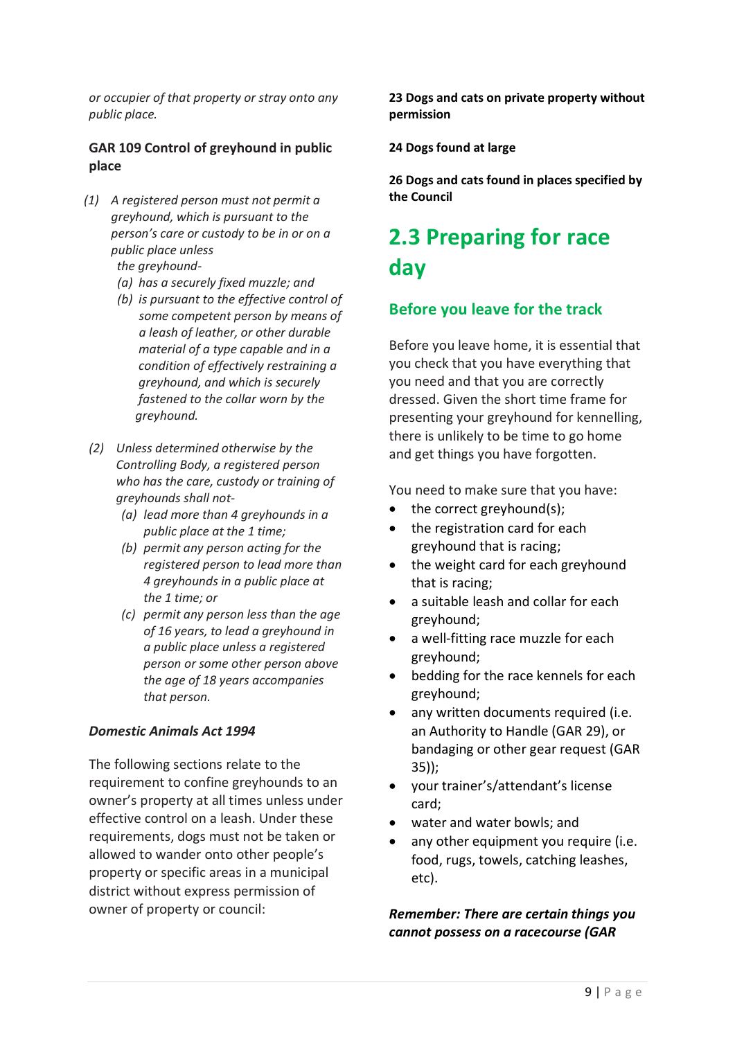*or occupier of that property or stray onto any public place.*

**GAR 109 Control of greyhound in public place**

*(1) A registered person must not permit a greyhound, which is pursuant to the person's care or custody to be in or on a public place unless the greyhound-*

*(a) has a securely fixed muzzle; and*

*(b) is pursuant to the effective control of some competent person by means of a leash of leather, or other durable material of a type capable and in a condition of effectively restraining a greyhound, and which is securely fastened to the collar worn by the greyhound.*

*(2) Unless determined otherwise by the Controlling Body, a registered person who has the care, custody or training of greyhounds shall not-*

*(a) lead more than 4 greyhounds in a public place at the 1 time;*

*(b) permit any person acting for the registered person to lead more than 4 greyhounds in a public place at the 1 time; or*

*(c) permit any person less than the age of 16 years, to lead a greyhound in a public place unless a registered person or some other person above the age of 18 years accompanies that person.*

***Domestic Animals Act 1994***

The following sections relate to the requirement to confine greyhounds to an owner's property at all times unless under effective control on a leash. Under these requirements, dogs must not be taken or allowed to wander onto other people's property or specific areas in a municipal district without express permission of owner of property or council:

**23 Dogs and cats on private property without permission**

**24 Dogs found at large**

**26 Dogs and cats found in places specified by the Council**

## 2.3 Preparing for race day

### Before you leave for the track

Before you leave home, it is essential that you check that you have everything that you need and that you are correctly dressed. Given the short time frame for presenting your greyhound for kennelling, there is unlikely to be time to go home and get things you have forgotten.

You need to make sure that you have:

- the correct greyhound(s);
- the registration card for each greyhound that is racing;
- the weight card for each greyhound that is racing;
- a suitable leash and collar for each greyhound;
- a well-fitting race muzzle for each greyhound;
- bedding for the race kennels for each greyhound;
- any written documents required (i.e. an Authority to Handle (GAR 29), or bandaging or other gear request (GAR 35));
- your trainer's/attendant's license card;
- water and water bowls; and
- any other equipment you require (i.e. food, rugs, towels, catching leashes, etc).

***Remember: There are certain things you cannot possess on a racecourse (GAR***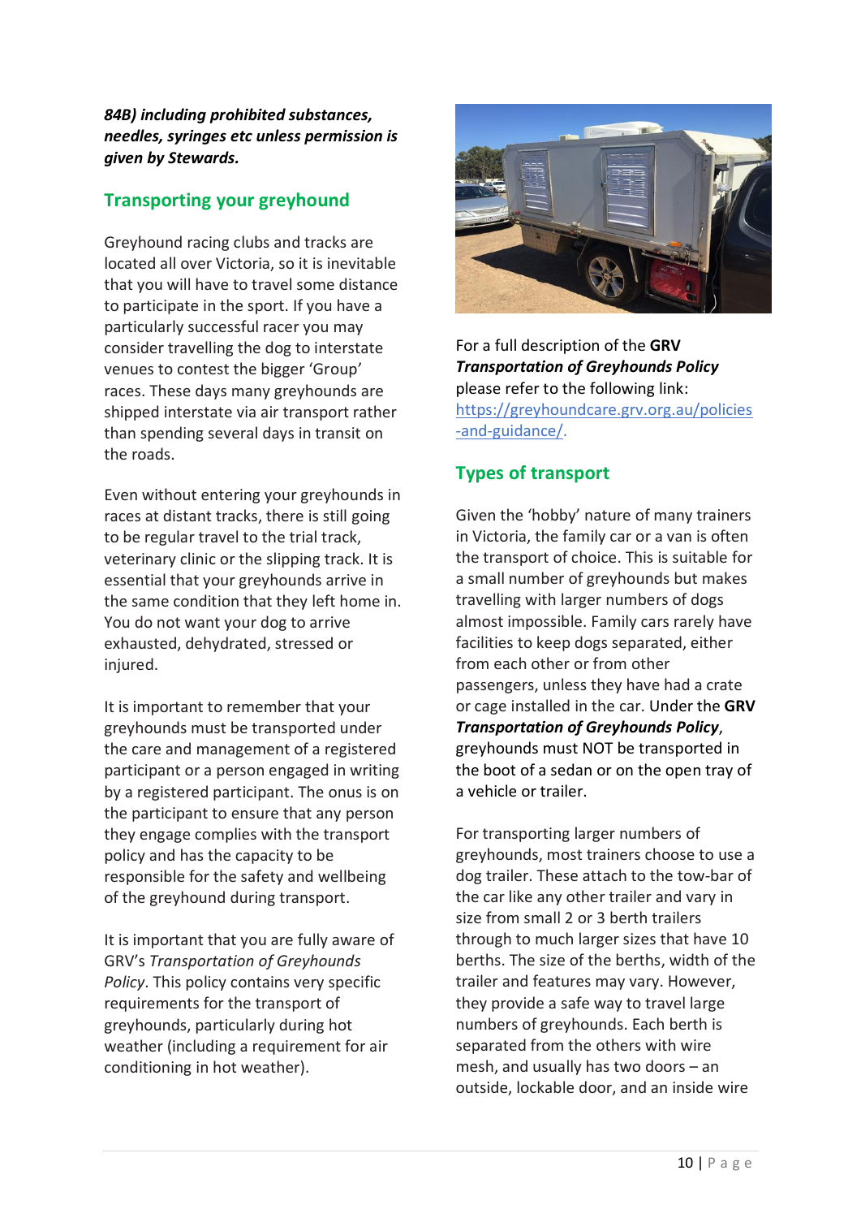***84B) including prohibited substances, needles, syringes etc unless permission is given by Stewards.***

## Transporting your greyhound

Greyhound racing clubs and tracks are located all over Victoria, so it is inevitable that you will have to travel some distance to participate in the sport. If you have a particularly successful racer you may consider travelling the dog to interstate venues to contest the bigger 'Group' races. These days many greyhounds are shipped interstate via air transport rather than spending several days in transit on the roads.

Even without entering your greyhounds in races at distant tracks, there is still going to be regular travel to the trial track, veterinary clinic or the slipping track. It is essential that your greyhounds arrive in the same condition that they left home in. You do not want your dog to arrive exhausted, dehydrated, stressed or injured.

It is important to remember that your greyhounds must be transported under the care and management of a registered participant or a person engaged in writing by a registered participant. The onus is on the participant to ensure that any person they engage complies with the transport policy and has the capacity to be responsible for the safety and wellbeing of the greyhound during transport.

It is important that you are fully aware of GRV's *Transportation of Greyhounds Policy*. This policy contains very specific requirements for the transport of greyhounds, particularly during hot weather (including a requirement for air conditioning in hot weather).

For a full description of the **GRV *Transportation of Greyhounds Policy*** please refer to the following link: https://greyhoundcare.grv.org.au/policies-and-guidance/.

## Types of transport

Given the 'hobby' nature of many trainers in Victoria, the family car or a van is often the transport of choice. This is suitable for a small number of greyhounds but makes travelling with larger numbers of dogs almost impossible. Family cars rarely have facilities to keep dogs separated, either from each other or from other passengers, unless they have had a crate or cage installed in the car. Under the **GRV *Transportation of Greyhounds Policy***, greyhounds must NOT be transported in the boot of a sedan or on the open tray of a vehicle or trailer.

For transporting larger numbers of greyhounds, most trainers choose to use a dog trailer. These attach to the tow-bar of the car like any other trailer and vary in size from small 2 or 3 berth trailers through to much larger sizes that have 10 berths. The size of the berths, width of the trailer and features may vary. However, they provide a safe way to travel large numbers of greyhounds. Each berth is separated from the others with wire mesh, and usually has two doors – an outside, lockable door, and an inside wire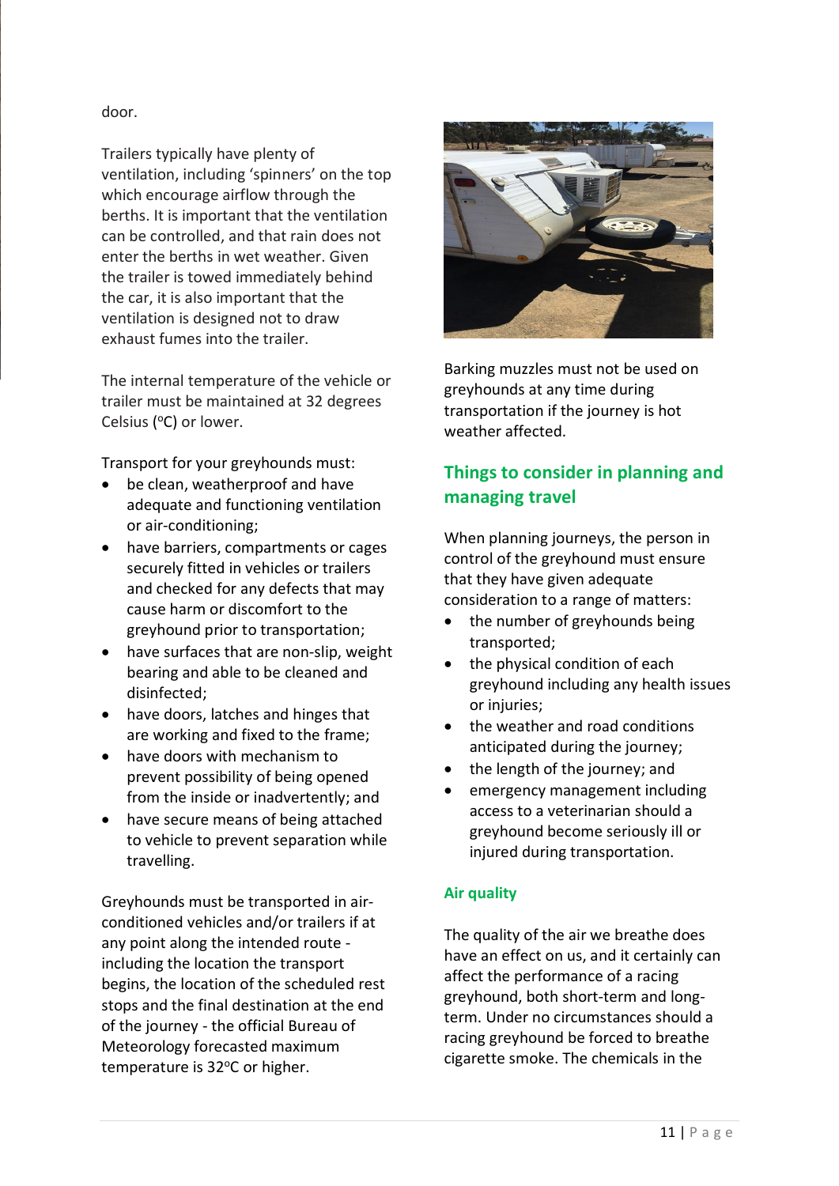door.

Trailers typically have plenty of ventilation, including 'spinners' on the top which encourage airflow through the berths. It is important that the ventilation can be controlled, and that rain does not enter the berths in wet weather. Given the trailer is towed immediately behind the car, it is also important that the ventilation is designed not to draw exhaust fumes into the trailer.

The internal temperature of the vehicle or trailer must be maintained at 32 degrees Celsius (ºC) or lower.

Transport for your greyhounds must:

- be clean, weatherproof and have adequate and functioning ventilation or air-conditioning;
- have barriers, compartments or cages securely fitted in vehicles or trailers and checked for any defects that may cause harm or discomfort to the greyhound prior to transportation;
- have surfaces that are non-slip, weight bearing and able to be cleaned and disinfected;
- have doors, latches and hinges that are working and fixed to the frame;
- have doors with mechanism to prevent possibility of being opened from the inside or inadvertently; and
- have secure means of being attached to vehicle to prevent separation while travelling.

Greyhounds must be transported in air-conditioned vehicles and/or trailers if at any point along the intended route - including the location the transport begins, the location of the scheduled rest stops and the final destination at the end of the journey - the official Bureau of Meteorology forecasted maximum temperature is 32ºC or higher.

Barking muzzles must not be used on greyhounds at any time during transportation if the journey is hot weather affected.

## Things to consider in planning and managing travel

When planning journeys, the person in control of the greyhound must ensure that they have given adequate consideration to a range of matters:

- the number of greyhounds being transported;
- the physical condition of each greyhound including any health issues or injuries;
- the weather and road conditions anticipated during the journey;
- the length of the journey; and
- emergency management including access to a veterinarian should a greyhound become seriously ill or injured during transportation.

### Air quality

The quality of the air we breathe does have an effect on us, and it certainly can affect the performance of a racing greyhound, both short-term and long-term. Under no circumstances should a racing greyhound be forced to breathe cigarette smoke. The chemicals in the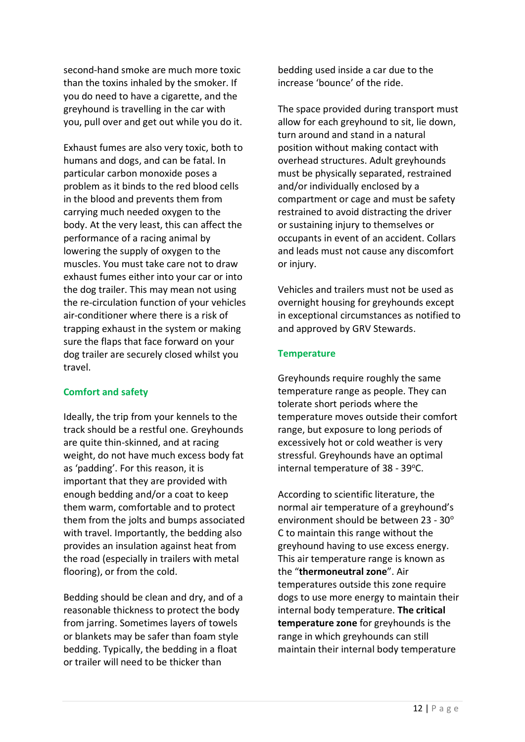second-hand smoke are much more toxic than the toxins inhaled by the smoker. If you do need to have a cigarette, and the greyhound is travelling in the car with you, pull over and get out while you do it.

Exhaust fumes are also very toxic, both to humans and dogs, and can be fatal. In particular carbon monoxide poses a problem as it binds to the red blood cells in the blood and prevents them from carrying much needed oxygen to the body. At the very least, this can affect the performance of a racing animal by lowering the supply of oxygen to the muscles. You must take care not to draw exhaust fumes either into your car or into the dog trailer. This may mean not using the re-circulation function of your vehicles air-conditioner where there is a risk of trapping exhaust in the system or making sure the flaps that face forward on your dog trailer are securely closed whilst you travel.

### Comfort and safety

Ideally, the trip from your kennels to the track should be a restful one. Greyhounds are quite thin-skinned, and at racing weight, do not have much excess body fat as 'padding'. For this reason, it is important that they are provided with enough bedding and/or a coat to keep them warm, comfortable and to protect them from the jolts and bumps associated with travel. Importantly, the bedding also provides an insulation against heat from the road (especially in trailers with metal flooring), or from the cold.

Bedding should be clean and dry, and of a reasonable thickness to protect the body from jarring. Sometimes layers of towels or blankets may be safer than foam style bedding. Typically, the bedding in a float or trailer will need to be thicker than bedding used inside a car due to the increase 'bounce' of the ride.

The space provided during transport must allow for each greyhound to sit, lie down, turn around and stand in a natural position without making contact with overhead structures. Adult greyhounds must be physically separated, restrained and/or individually enclosed by a compartment or cage and must be safety restrained to avoid distracting the driver or sustaining injury to themselves or occupants in event of an accident. Collars and leads must not cause any discomfort or injury.

Vehicles and trailers must not be used as overnight housing for greyhounds except in exceptional circumstances as notified to and approved by GRV Stewards.

### Temperature

Greyhounds require roughly the same temperature range as people. They can tolerate short periods where the temperature moves outside their comfort range, but exposure to long periods of excessively hot or cold weather is very stressful. Greyhounds have an optimal internal temperature of 38 - 39°C.

According to scientific literature, the normal air temperature of a greyhound's environment should be between 23 - 30° C to maintain this range without the greyhound having to use excess energy. This air temperature range is known as the "**thermoneutral zone**". Air temperatures outside this zone require dogs to use more energy to maintain their internal body temperature. **The critical temperature zone** for greyhounds is the range in which greyhounds can still maintain their internal body temperature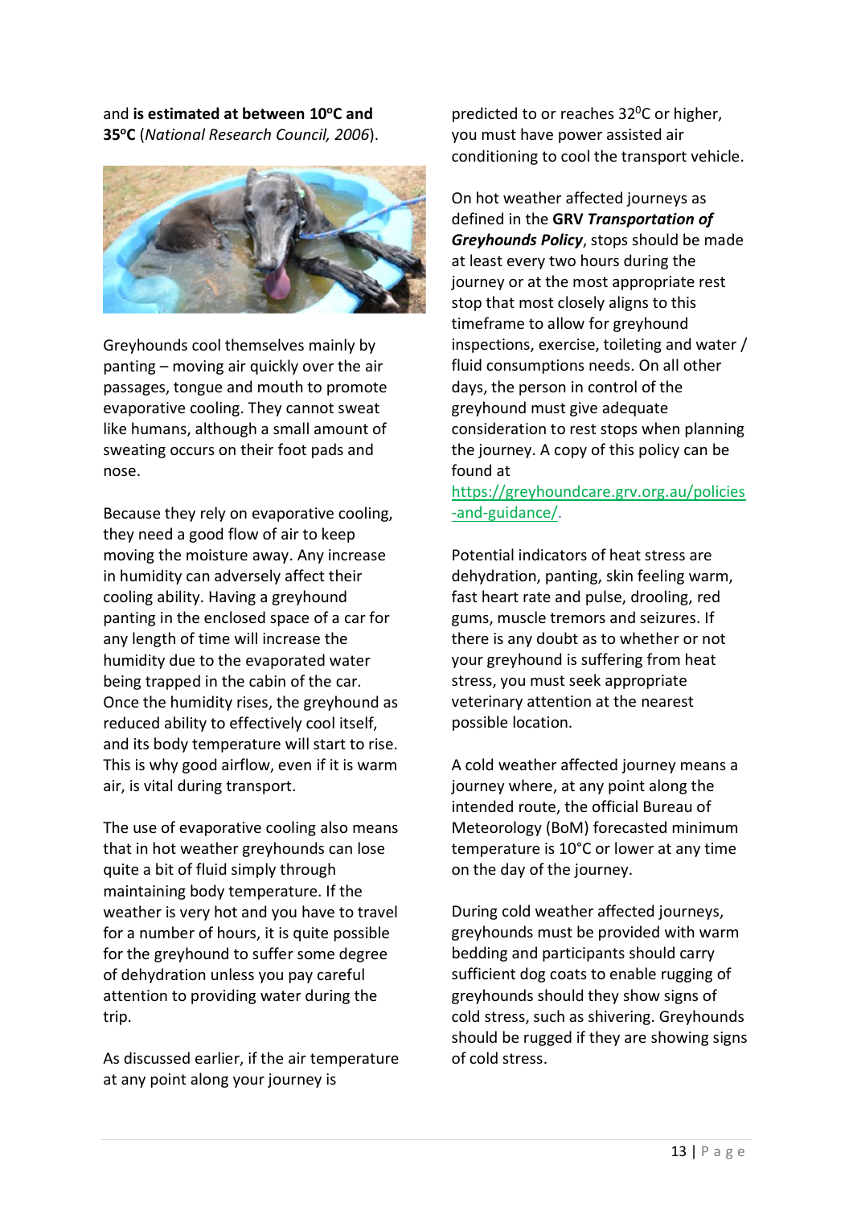and **is estimated at between 10°C and 35°C** (*National Research Council, 2006*).

Greyhounds cool themselves mainly by panting – moving air quickly over the air passages, tongue and mouth to promote evaporative cooling. They cannot sweat like humans, although a small amount of sweating occurs on their foot pads and nose.

Because they rely on evaporative cooling, they need a good flow of air to keep moving the moisture away. Any increase in humidity can adversely affect their cooling ability. Having a greyhound panting in the enclosed space of a car for any length of time will increase the humidity due to the evaporated water being trapped in the cabin of the car. Once the humidity rises, the greyhound as reduced ability to effectively cool itself, and its body temperature will start to rise. This is why good airflow, even if it is warm air, is vital during transport.

The use of evaporative cooling also means that in hot weather greyhounds can lose quite a bit of fluid simply through maintaining body temperature. If the weather is very hot and you have to travel for a number of hours, it is quite possible for the greyhound to suffer some degree of dehydration unless you pay careful attention to providing water during the trip.

As discussed earlier, if the air temperature at any point along your journey is predicted to or reaches 32°C or higher, you must have power assisted air conditioning to cool the transport vehicle.

On hot weather affected journeys as defined in the **GRV *Transportation of Greyhounds Policy***, stops should be made at least every two hours during the journey or at the most appropriate rest stop that most closely aligns to this timeframe to allow for greyhound inspections, exercise, toileting and water / fluid consumptions needs. On all other days, the person in control of the greyhound must give adequate consideration to rest stops when planning the journey. A copy of this policy can be found at https://greyhoundcare.grv.org.au/policies-and-guidance/.

Potential indicators of heat stress are dehydration, panting, skin feeling warm, fast heart rate and pulse, drooling, red gums, muscle tremors and seizures. If there is any doubt as to whether or not your greyhound is suffering from heat stress, you must seek appropriate veterinary attention at the nearest possible location.

A cold weather affected journey means a journey where, at any point along the intended route, the official Bureau of Meteorology (BoM) forecasted minimum temperature is 10°C or lower at any time on the day of the journey.

During cold weather affected journeys, greyhounds must be provided with warm bedding and participants should carry sufficient dog coats to enable rugging of greyhounds should they show signs of cold stress, such as shivering. Greyhounds should be rugged if they are showing signs of cold stress.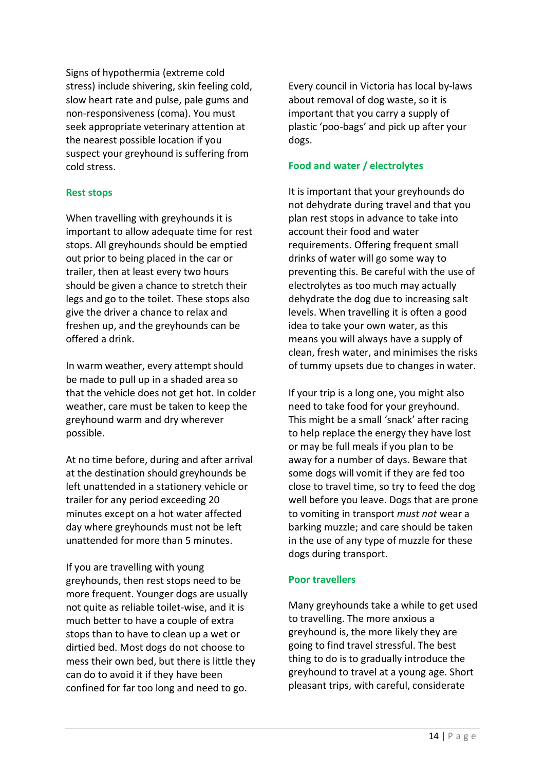Signs of hypothermia (extreme cold stress) include shivering, skin feeling cold, slow heart rate and pulse, pale gums and non-responsiveness (coma). You must seek appropriate veterinary attention at the nearest possible location if you suspect your greyhound is suffering from cold stress.

### Rest stops

When travelling with greyhounds it is important to allow adequate time for rest stops. All greyhounds should be emptied out prior to being placed in the car or trailer, then at least every two hours should be given a chance to stretch their legs and go to the toilet. These stops also give the driver a chance to relax and freshen up, and the greyhounds can be offered a drink.

In warm weather, every attempt should be made to pull up in a shaded area so that the vehicle does not get hot. In colder weather, care must be taken to keep the greyhound warm and dry wherever possible.

At no time before, during and after arrival at the destination should greyhounds be left unattended in a stationery vehicle or trailer for any period exceeding 20 minutes except on a hot water affected day where greyhounds must not be left unattended for more than 5 minutes.

If you are travelling with young greyhounds, then rest stops need to be more frequent. Younger dogs are usually not quite as reliable toilet-wise, and it is much better to have a couple of extra stops than to have to clean up a wet or dirtied bed. Most dogs do not choose to mess their own bed, but there is little they can do to avoid it if they have been confined for far too long and need to go.

Every council in Victoria has local by-laws about removal of dog waste, so it is important that you carry a supply of plastic 'poo-bags' and pick up after your dogs.

### Food and water / electrolytes

It is important that your greyhounds do not dehydrate during travel and that you plan rest stops in advance to take into account their food and water requirements. Offering frequent small drinks of water will go some way to preventing this. Be careful with the use of electrolytes as too much may actually dehydrate the dog due to increasing salt levels. When travelling it is often a good idea to take your own water, as this means you will always have a supply of clean, fresh water, and minimises the risks of tummy upsets due to changes in water.

If your trip is a long one, you might also need to take food for your greyhound. This might be a small 'snack' after racing to help replace the energy they have lost or may be full meals if you plan to be away for a number of days. Beware that some dogs will vomit if they are fed too close to travel time, so try to feed the dog well before you leave. Dogs that are prone to vomiting in transport *must not* wear a barking muzzle; and care should be taken in the use of any type of muzzle for these dogs during transport.

### Poor travellers

Many greyhounds take a while to get used to travelling. The more anxious a greyhound is, the more likely they are going to find travel stressful. The best thing to do is to gradually introduce the greyhound to travel at a young age. Short pleasant trips, with careful, considerate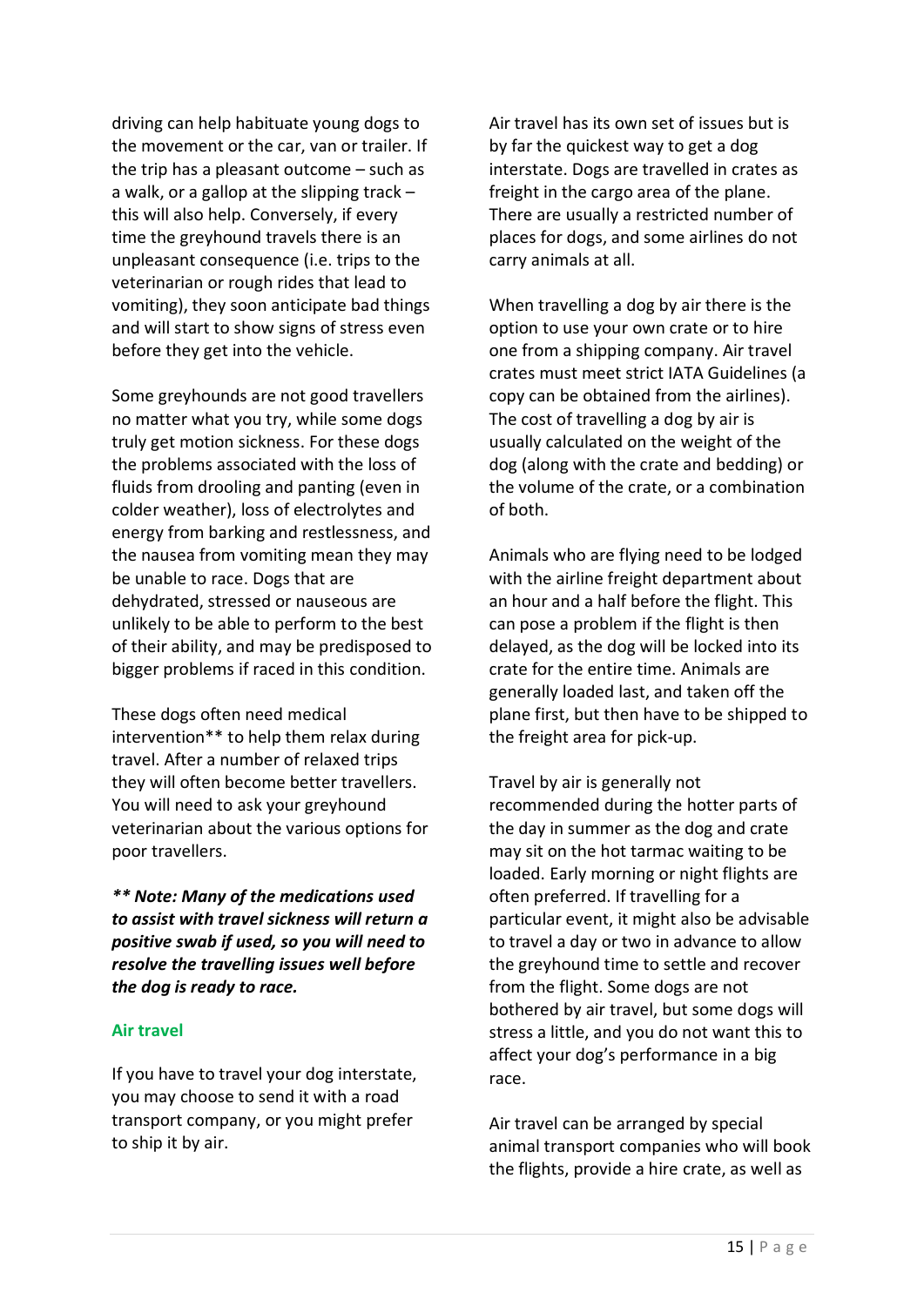driving can help habituate young dogs to the movement or the car, van or trailer. If the trip has a pleasant outcome – such as a walk, or a gallop at the slipping track – this will also help. Conversely, if every time the greyhound travels there is an unpleasant consequence (i.e. trips to the veterinarian or rough rides that lead to vomiting), they soon anticipate bad things and will start to show signs of stress even before they get into the vehicle.

Some greyhounds are not good travellers no matter what you try, while some dogs truly get motion sickness. For these dogs the problems associated with the loss of fluids from drooling and panting (even in colder weather), loss of electrolytes and energy from barking and restlessness, and the nausea from vomiting mean they may be unable to race. Dogs that are dehydrated, stressed or nauseous are unlikely to be able to perform to the best of their ability, and may be predisposed to bigger problems if raced in this condition.

These dogs often need medical intervention** to help them relax during travel. After a number of relaxed trips they will often become better travellers. You will need to ask your greyhound veterinarian about the various options for poor travellers.

***** Note: Many of the medications used to assist with travel sickness will return a positive swab if used, so you will need to resolve the travelling issues well before the dog is ready to race.***

### Air travel

If you have to travel your dog interstate, you may choose to send it with a road transport company, or you might prefer to ship it by air.

Air travel has its own set of issues but is by far the quickest way to get a dog interstate. Dogs are travelled in crates as freight in the cargo area of the plane. There are usually a restricted number of places for dogs, and some airlines do not carry animals at all.

When travelling a dog by air there is the option to use your own crate or to hire one from a shipping company. Air travel crates must meet strict IATA Guidelines (a copy can be obtained from the airlines). The cost of travelling a dog by air is usually calculated on the weight of the dog (along with the crate and bedding) or the volume of the crate, or a combination of both.

Animals who are flying need to be lodged with the airline freight department about an hour and a half before the flight. This can pose a problem if the flight is then delayed, as the dog will be locked into its crate for the entire time. Animals are generally loaded last, and taken off the plane first, but then have to be shipped to the freight area for pick-up.

Travel by air is generally not recommended during the hotter parts of the day in summer as the dog and crate may sit on the hot tarmac waiting to be loaded. Early morning or night flights are often preferred. If travelling for a particular event, it might also be advisable to travel a day or two in advance to allow the greyhound time to settle and recover from the flight. Some dogs are not bothered by air travel, but some dogs will stress a little, and you do not want this to affect your dog's performance in a big race.

Air travel can be arranged by special animal transport companies who will book the flights, provide a hire crate, as well as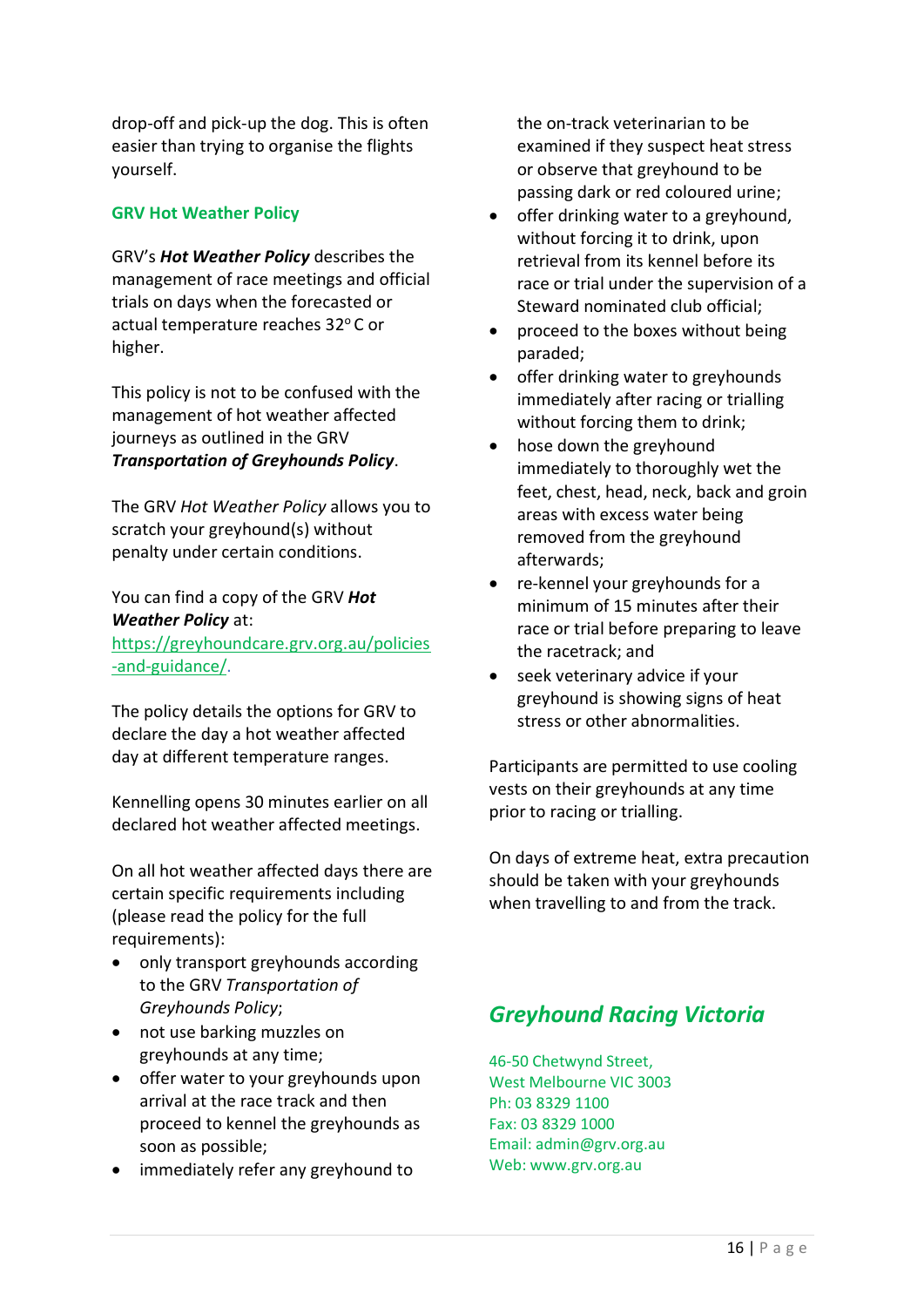drop-off and pick-up the dog. This is often easier than trying to organise the flights yourself.

### GRV Hot Weather Policy

GRV's ***Hot Weather Policy*** describes the management of race meetings and official trials on days when the forecasted or actual temperature reaches 32° C or higher.

This policy is not to be confused with the management of hot weather affected journeys as outlined in the GRV ***Transportation of Greyhounds Policy***.

The GRV *Hot Weather Policy* allows you to scratch your greyhound(s) without penalty under certain conditions.

You can find a copy of the GRV ***Hot Weather Policy*** at: [https://greyhoundcare.grv.org.au/policies-and-guidance/](https://greyhoundcare.grv.org.au/policies-and-guidance/).

The policy details the options for GRV to declare the day a hot weather affected day at different temperature ranges.

Kennelling opens 30 minutes earlier on all declared hot weather affected meetings.

On all hot weather affected days there are certain specific requirements including (please read the policy for the full requirements):

- only transport greyhounds according to the GRV *Transportation of Greyhounds Policy*;
- not use barking muzzles on greyhounds at any time;
- offer water to your greyhounds upon arrival at the race track and then proceed to kennel the greyhounds as soon as possible;
- immediately refer any greyhound to the on-track veterinarian to be examined if they suspect heat stress or observe that greyhound to be passing dark or red coloured urine;
- offer drinking water to a greyhound, without forcing it to drink, upon retrieval from its kennel before its race or trial under the supervision of a Steward nominated club official;
- proceed to the boxes without being paraded;
- offer drinking water to greyhounds immediately after racing or trialling without forcing them to drink;
- hose down the greyhound immediately to thoroughly wet the feet, chest, head, neck, back and groin areas with excess water being removed from the greyhound afterwards;
- re-kennel your greyhounds for a minimum of 15 minutes after their race or trial before preparing to leave the racetrack; and
- seek veterinary advice if your greyhound is showing signs of heat stress or other abnormalities.

Participants are permitted to use cooling vests on their greyhounds at any time prior to racing or trialling.

On days of extreme heat, extra precaution should be taken with your greyhounds when travelling to and from the track.

## *Greyhound Racing Victoria*

46-50 Chetwynd Street,
West Melbourne VIC 3003
Ph: 03 8329 1100
Fax: 03 8329 1000
Email: admin@grv.org.au
Web: www.grv.org.au